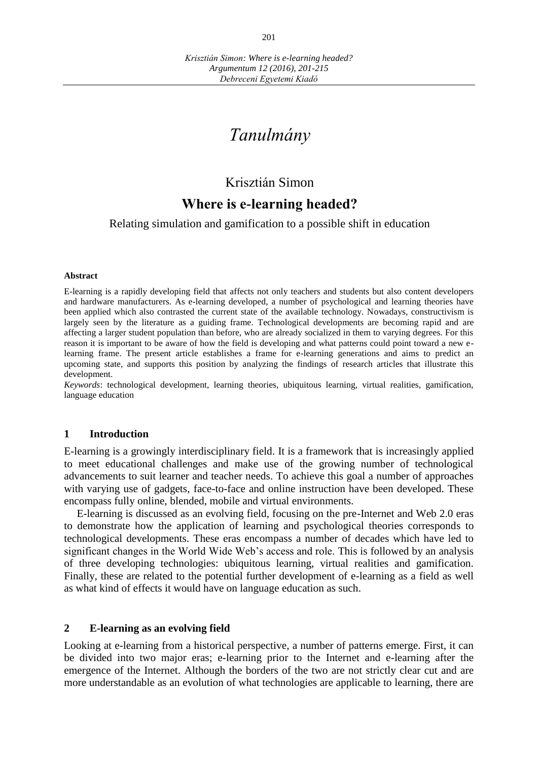# Tanulmány

Krisztián Simon

## Where is e-learning headed?

Relating simulation and gamification to a possible shift in education

**Abstract**

E-learning is a rapidly developing field that affects not only teachers and students but also content developers and hardware manufacturers. As e-learning developed, a number of psychological and learning theories have been applied which also contrasted the current state of the available technology. Nowadays, constructivism is largely seen by the literature as a guiding frame. Technological developments are becoming rapid and are affecting a larger student population than before, who are already socialized in them to varying degrees. For this reason it is important to be aware of how the field is developing and what patterns could point toward a new e-learning frame. The present article establishes a frame for e-learning generations and aims to predict an upcoming state, and supports this position by analyzing the findings of research articles that illustrate this development.

*Keywords*: technological development, learning theories, ubiquitous learning, virtual realities, gamification, language education

### 1 Introduction

E-learning is a growingly interdisciplinary field. It is a framework that is increasingly applied to meet educational challenges and make use of the growing number of technological advancements to suit learner and teacher needs. To achieve this goal a number of approaches with varying use of gadgets, face-to-face and online instruction have been developed. These encompass fully online, blended, mobile and virtual environments.

E-learning is discussed as an evolving field, focusing on the pre-Internet and Web 2.0 eras to demonstrate how the application of learning and psychological theories corresponds to technological developments. These eras encompass a number of decades which have led to significant changes in the World Wide Web's access and role. This is followed by an analysis of three developing technologies: ubiquitous learning, virtual realities and gamification. Finally, these are related to the potential further development of e-learning as a field as well as what kind of effects it would have on language education as such.

### 2 E-learning as an evolving field

Looking at e-learning from a historical perspective, a number of patterns emerge. First, it can be divided into two major eras; e-learning prior to the Internet and e-learning after the emergence of the Internet. Although the borders of the two are not strictly clear cut and are more understandable as an evolution of what technologies are applicable to learning, there are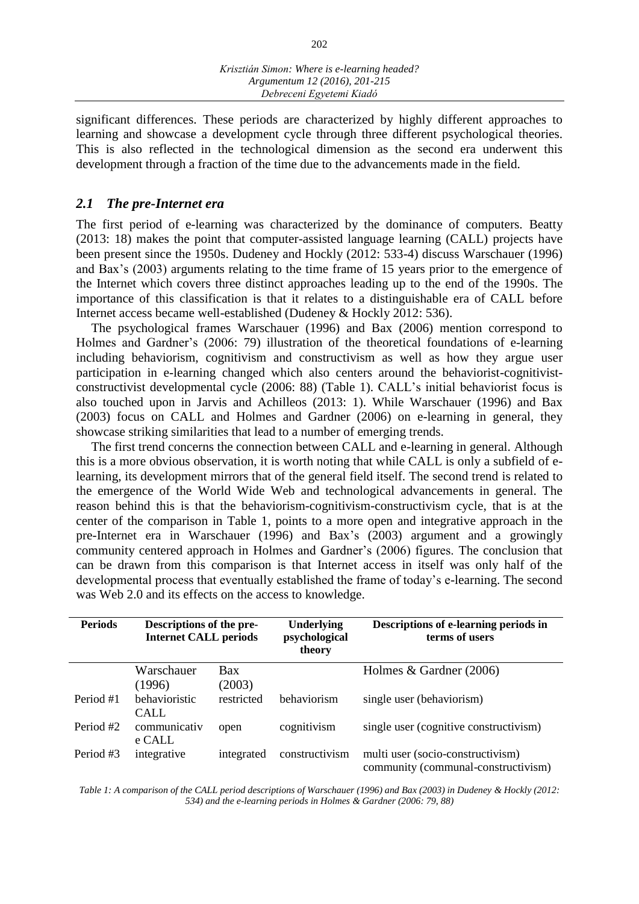significant differences. These periods are characterized by highly different approaches to learning and showcase a development cycle through three different psychological theories. This is also reflected in the technological dimension as the second era underwent this development through a fraction of the time due to the advancements made in the field.

## *2.1 The pre-Internet era*

The first period of e-learning was characterized by the dominance of computers. Beatty (2013: 18) makes the point that computer-assisted language learning (CALL) projects have been present since the 1950s. Dudeney and Hockly (2012: 533-4) discuss Warschauer (1996) and Bax's (2003) arguments relating to the time frame of 15 years prior to the emergence of the Internet which covers three distinct approaches leading up to the end of the 1990s. The importance of this classification is that it relates to a distinguishable era of CALL before Internet access became well-established (Dudeney & Hockly 2012: 536).

The psychological frames Warschauer (1996) and Bax (2006) mention correspond to Holmes and Gardner's (2006: 79) illustration of the theoretical foundations of e-learning including behaviorism, cognitivism and constructivism as well as how they argue user participation in e-learning changed which also centers around the behaviorist-cognitivist-constructivist developmental cycle (2006: 88) (Table 1). CALL's initial behaviorist focus is also touched upon in Jarvis and Achilleos (2013: 1). While Warschauer (1996) and Bax (2003) focus on CALL and Holmes and Gardner (2006) on e-learning in general, they showcase striking similarities that lead to a number of emerging trends.

The first trend concerns the connection between CALL and e-learning in general. Although this is a more obvious observation, it is worth noting that while CALL is only a subfield of e-learning, its development mirrors that of the general field itself. The second trend is related to the emergence of the World Wide Web and technological advancements in general. The reason behind this is that the behaviorism-cognitivism-constructivism cycle, that is at the center of the comparison in Table 1, points to a more open and integrative approach in the pre-Internet era in Warschauer (1996) and Bax's (2003) argument and a growingly community centered approach in Holmes and Gardner's (2006) figures. The conclusion that can be drawn from this comparison is that Internet access in itself was only half of the developmental process that eventually established the frame of today's e-learning. The second was Web 2.0 and its effects on the access to knowledge.

| Periods | Descriptions of the pre-Internet CALL periods | | Underlying psychological theory | Descriptions of e-learning periods in terms of users |
|---|---|---|---|---|
| | Warschauer (1996) | Bax (2003) | | Holmes & Gardner (2006) |
| Period #1 | behavioristic CALL | restricted | behaviorism | single user (behaviorism) |
| Period #2 | communicative CALL | open | cognitivism | single user (cognitive constructivism) |
| Period #3 | integrative | integrated | constructivism | multi user (socio-constructivism) community (communal-constructivism) |

*Table 1: A comparison of the CALL period descriptions of Warschauer (1996) and Bax (2003) in Dudeney & Hockly (2012: 534) and the e-learning periods in Holmes & Gardner (2006: 79, 88)*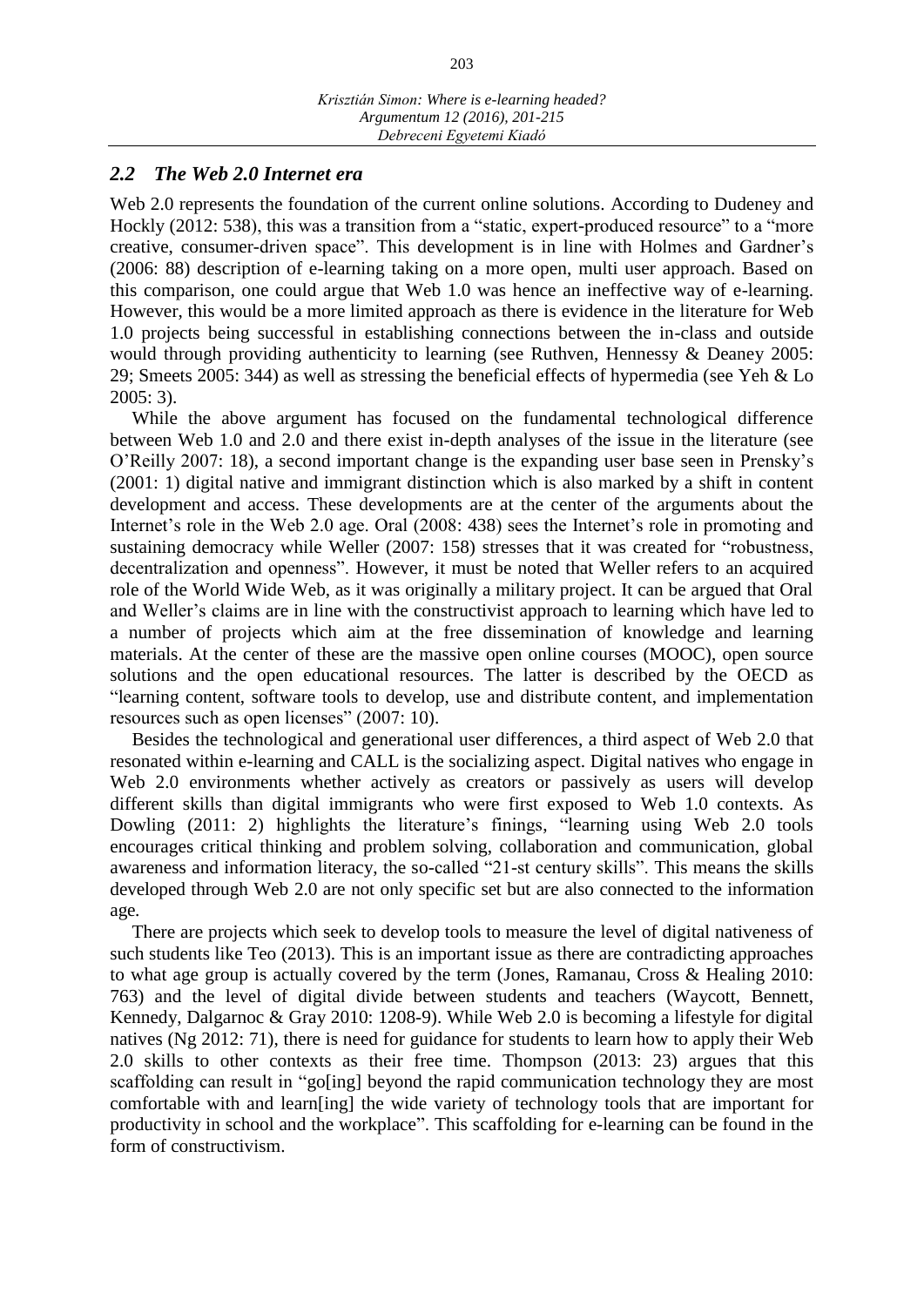## *2.2 The Web 2.0 Internet era*

Web 2.0 represents the foundation of the current online solutions. According to Dudeney and Hockly (2012: 538), this was a transition from a "static, expert-produced resource" to a "more creative, consumer-driven space". This development is in line with Holmes and Gardner's (2006: 88) description of e-learning taking on a more open, multi user approach. Based on this comparison, one could argue that Web 1.0 was hence an ineffective way of e-learning. However, this would be a more limited approach as there is evidence in the literature for Web 1.0 projects being successful in establishing connections between the in-class and outside would through providing authenticity to learning (see Ruthven, Hennessy & Deaney 2005: 29; Smeets 2005: 344) as well as stressing the beneficial effects of hypermedia (see Yeh & Lo 2005: 3).

While the above argument has focused on the fundamental technological difference between Web 1.0 and 2.0 and there exist in-depth analyses of the issue in the literature (see O'Reilly 2007: 18), a second important change is the expanding user base seen in Prensky's (2001: 1) digital native and immigrant distinction which is also marked by a shift in content development and access. These developments are at the center of the arguments about the Internet's role in the Web 2.0 age. Oral (2008: 438) sees the Internet's role in promoting and sustaining democracy while Weller (2007: 158) stresses that it was created for "robustness, decentralization and openness". However, it must be noted that Weller refers to an acquired role of the World Wide Web, as it was originally a military project. It can be argued that Oral and Weller's claims are in line with the constructivist approach to learning which have led to a number of projects which aim at the free dissemination of knowledge and learning materials. At the center of these are the massive open online courses (MOOC), open source solutions and the open educational resources. The latter is described by the OECD as "learning content, software tools to develop, use and distribute content, and implementation resources such as open licenses" (2007: 10).

Besides the technological and generational user differences, a third aspect of Web 2.0 that resonated within e-learning and CALL is the socializing aspect. Digital natives who engage in Web 2.0 environments whether actively as creators or passively as users will develop different skills than digital immigrants who were first exposed to Web 1.0 contexts. As Dowling (2011: 2) highlights the literature's finings, "learning using Web 2.0 tools encourages critical thinking and problem solving, collaboration and communication, global awareness and information literacy, the so-called "21-st century skills". This means the skills developed through Web 2.0 are not only specific set but are also connected to the information age.

There are projects which seek to develop tools to measure the level of digital nativeness of such students like Teo (2013). This is an important issue as there are contradicting approaches to what age group is actually covered by the term (Jones, Ramanau, Cross & Healing 2010: 763) and the level of digital divide between students and teachers (Waycott, Bennett, Kennedy, Dalgarnoc & Gray 2010: 1208-9). While Web 2.0 is becoming a lifestyle for digital natives (Ng 2012: 71), there is need for guidance for students to learn how to apply their Web 2.0 skills to other contexts as their free time. Thompson (2013: 23) argues that this scaffolding can result in "go[ing] beyond the rapid communication technology they are most comfortable with and learn[ing] the wide variety of technology tools that are important for productivity in school and the workplace". This scaffolding for e-learning can be found in the form of constructivism.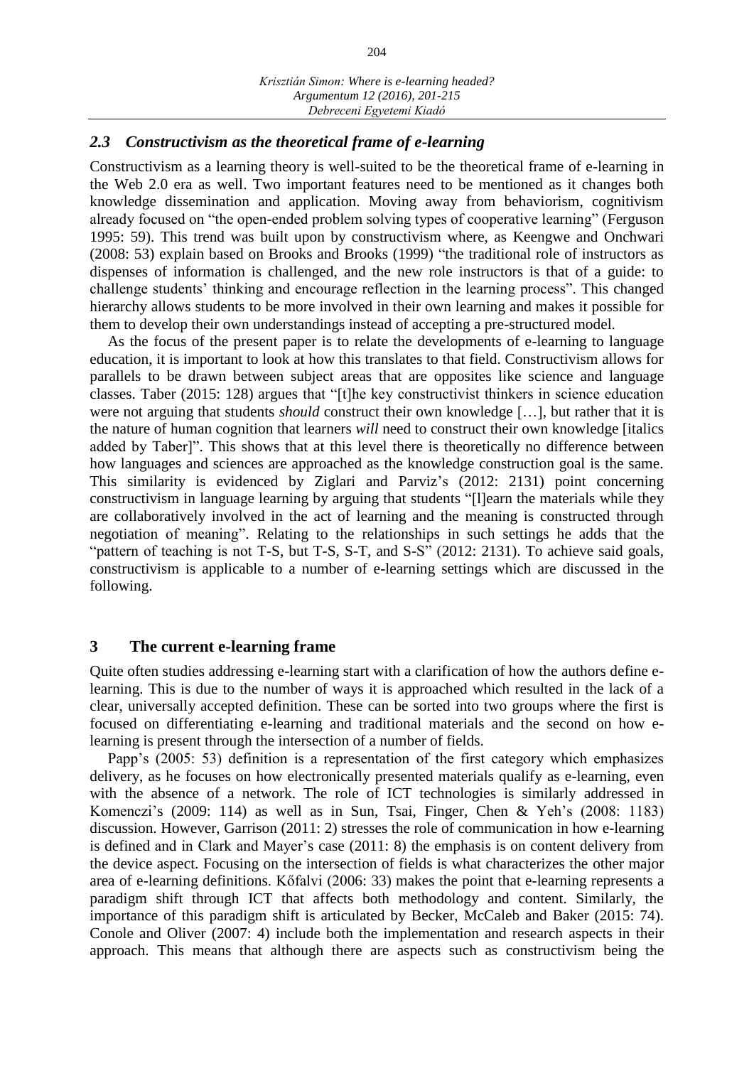### *2.3 Constructivism as the theoretical frame of e-learning*

Constructivism as a learning theory is well-suited to be the theoretical frame of e-learning in the Web 2.0 era as well. Two important features need to be mentioned as it changes both knowledge dissemination and application. Moving away from behaviorism, cognitivism already focused on "the open-ended problem solving types of cooperative learning" (Ferguson 1995: 59). This trend was built upon by constructivism where, as Keengwe and Onchwari (2008: 53) explain based on Brooks and Brooks (1999) "the traditional role of instructors as dispenses of information is challenged, and the new role instructors is that of a guide: to challenge students' thinking and encourage reflection in the learning process". This changed hierarchy allows students to be more involved in their own learning and makes it possible for them to develop their own understandings instead of accepting a pre-structured model.

As the focus of the present paper is to relate the developments of e-learning to language education, it is important to look at how this translates to that field. Constructivism allows for parallels to be drawn between subject areas that are opposites like science and language classes. Taber (2015: 128) argues that "[t]he key constructivist thinkers in science education were not arguing that students *should* construct their own knowledge […], but rather that it is the nature of human cognition that learners *will* need to construct their own knowledge [italics added by Taber]". This shows that at this level there is theoretically no difference between how languages and sciences are approached as the knowledge construction goal is the same. This similarity is evidenced by Ziglari and Parviz's (2012: 2131) point concerning constructivism in language learning by arguing that students "[l]earn the materials while they are collaboratively involved in the act of learning and the meaning is constructed through negotiation of meaning". Relating to the relationships in such settings he adds that the "pattern of teaching is not T-S, but T-S, S-T, and S-S" (2012: 2131). To achieve said goals, constructivism is applicable to a number of e-learning settings which are discussed in the following.

## 3 The current e-learning frame

Quite often studies addressing e-learning start with a clarification of how the authors define e-learning. This is due to the number of ways it is approached which resulted in the lack of a clear, universally accepted definition. These can be sorted into two groups where the first is focused on differentiating e-learning and traditional materials and the second on how e-learning is present through the intersection of a number of fields.

Papp's (2005: 53) definition is a representation of the first category which emphasizes delivery, as he focuses on how electronically presented materials qualify as e-learning, even with the absence of a network. The role of ICT technologies is similarly addressed in Komenczi's (2009: 114) as well as in Sun, Tsai, Finger, Chen & Yeh's (2008: 1183) discussion. However, Garrison (2011: 2) stresses the role of communication in how e-learning is defined and in Clark and Mayer's case (2011: 8) the emphasis is on content delivery from the device aspect. Focusing on the intersection of fields is what characterizes the other major area of e-learning definitions. Kőfalvi (2006: 33) makes the point that e-learning represents a paradigm shift through ICT that affects both methodology and content. Similarly, the importance of this paradigm shift is articulated by Becker, McCaleb and Baker (2015: 74). Conole and Oliver (2007: 4) include both the implementation and research aspects in their approach. This means that although there are aspects such as constructivism being the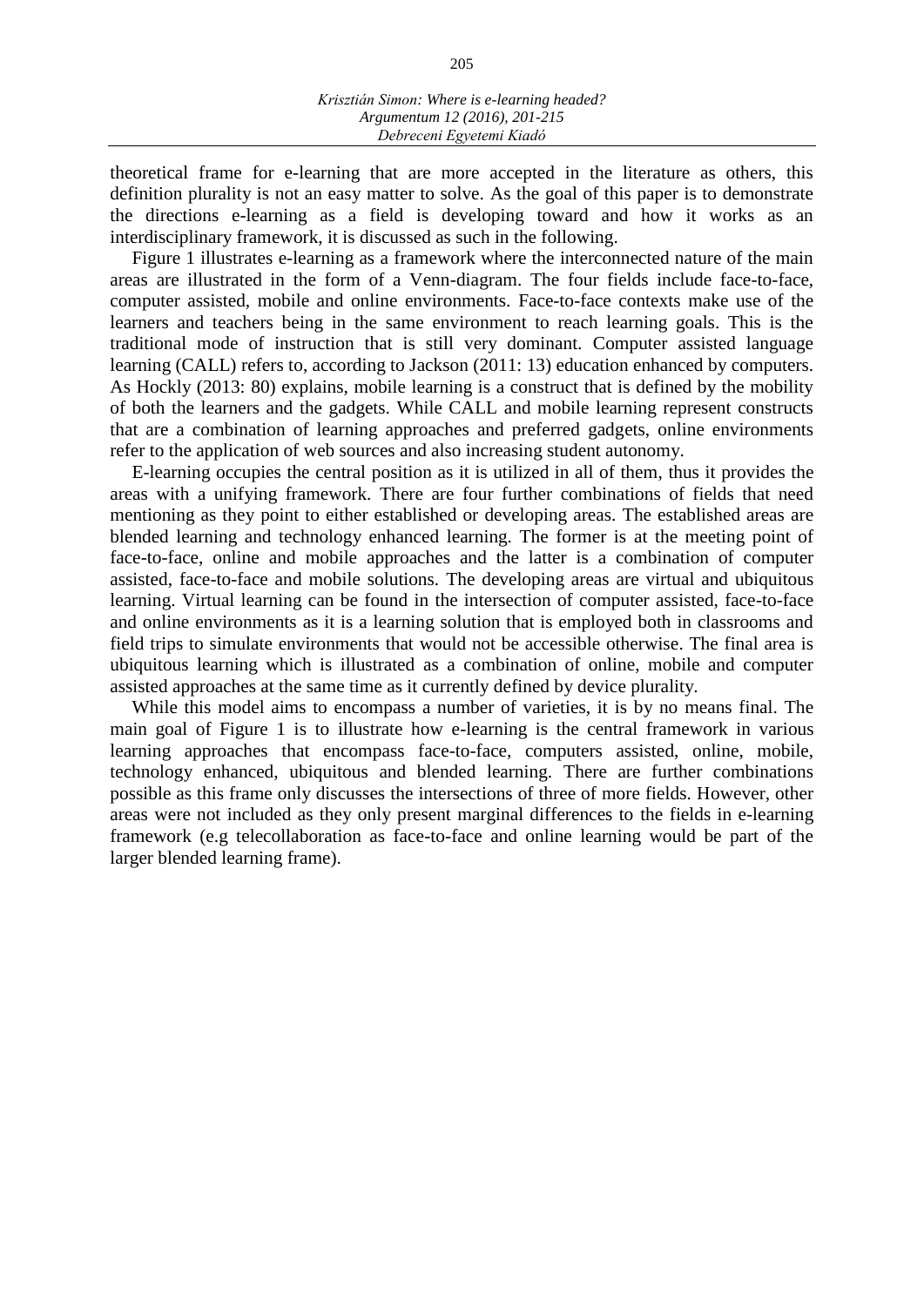theoretical frame for e-learning that are more accepted in the literature as others, this definition plurality is not an easy matter to solve. As the goal of this paper is to demonstrate the directions e-learning as a field is developing toward and how it works as an interdisciplinary framework, it is discussed as such in the following.

Figure 1 illustrates e-learning as a framework where the interconnected nature of the main areas are illustrated in the form of a Venn-diagram. The four fields include face-to-face, computer assisted, mobile and online environments. Face-to-face contexts make use of the learners and teachers being in the same environment to reach learning goals. This is the traditional mode of instruction that is still very dominant. Computer assisted language learning (CALL) refers to, according to Jackson (2011: 13) education enhanced by computers. As Hockly (2013: 80) explains, mobile learning is a construct that is defined by the mobility of both the learners and the gadgets. While CALL and mobile learning represent constructs that are a combination of learning approaches and preferred gadgets, online environments refer to the application of web sources and also increasing student autonomy.

E-learning occupies the central position as it is utilized in all of them, thus it provides the areas with a unifying framework. There are four further combinations of fields that need mentioning as they point to either established or developing areas. The established areas are blended learning and technology enhanced learning. The former is at the meeting point of face-to-face, online and mobile approaches and the latter is a combination of computer assisted, face-to-face and mobile solutions. The developing areas are virtual and ubiquitous learning. Virtual learning can be found in the intersection of computer assisted, face-to-face and online environments as it is a learning solution that is employed both in classrooms and field trips to simulate environments that would not be accessible otherwise. The final area is ubiquitous learning which is illustrated as a combination of online, mobile and computer assisted approaches at the same time as it currently defined by device plurality.

While this model aims to encompass a number of varieties, it is by no means final. The main goal of Figure 1 is to illustrate how e-learning is the central framework in various learning approaches that encompass face-to-face, computers assisted, online, mobile, technology enhanced, ubiquitous and blended learning. There are further combinations possible as this frame only discusses the intersections of three of more fields. However, other areas were not included as they only present marginal differences to the fields in e-learning framework (e.g telecollaboration as face-to-face and online learning would be part of the larger blended learning frame).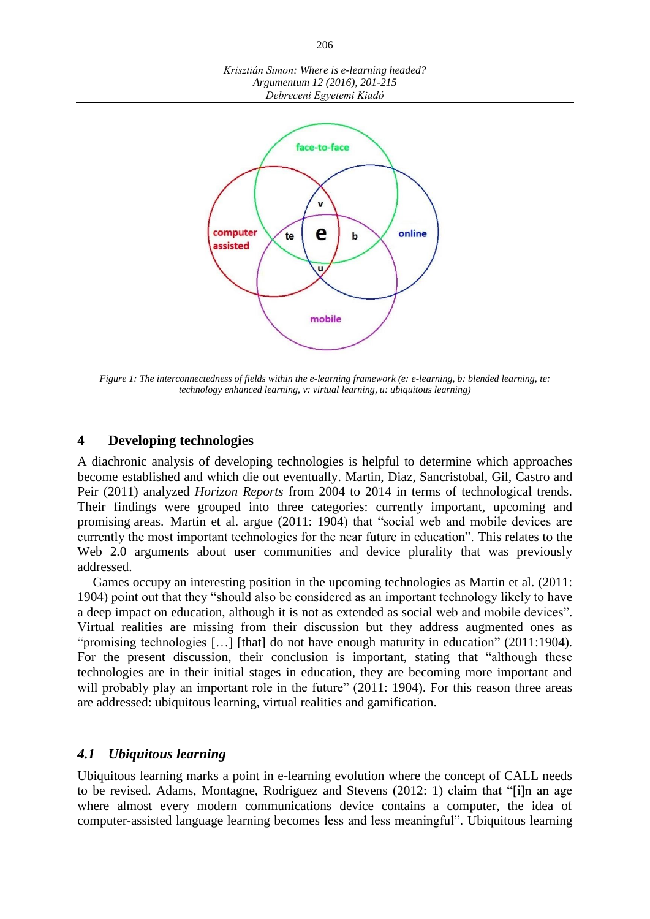Figure 1: The interconnectedness of fields within the e-learning framework (e: e-learning, b: blended learning, te: technology enhanced learning, v: virtual learning, u: ubiquitous learning)

## 4 Developing technologies

A diachronic analysis of developing technologies is helpful to determine which approaches become established and which die out eventually. Martin, Diaz, Sancristobal, Gil, Castro and Peir (2011) analyzed *Horizon Reports* from 2004 to 2014 in terms of technological trends. Their findings were grouped into three categories: currently important, upcoming and promising areas. Martin et al. argue (2011: 1904) that "social web and mobile devices are currently the most important technologies for the near future in education". This relates to the Web 2.0 arguments about user communities and device plurality that was previously addressed.

Games occupy an interesting position in the upcoming technologies as Martin et al. (2011: 1904) point out that they "should also be considered as an important technology likely to have a deep impact on education, although it is not as extended as social web and mobile devices". Virtual realities are missing from their discussion but they address augmented ones as "promising technologies […] [that] do not have enough maturity in education" (2011:1904). For the present discussion, their conclusion is important, stating that "although these technologies are in their initial stages in education, they are becoming more important and will probably play an important role in the future" (2011: 1904). For this reason three areas are addressed: ubiquitous learning, virtual realities and gamification.

### *4.1 Ubiquitous learning*

Ubiquitous learning marks a point in e-learning evolution where the concept of CALL needs to be revised. Adams, Montagne, Rodriguez and Stevens (2012: 1) claim that "[i]n an age where almost every modern communications device contains a computer, the idea of computer-assisted language learning becomes less and less meaningful". Ubiquitous learning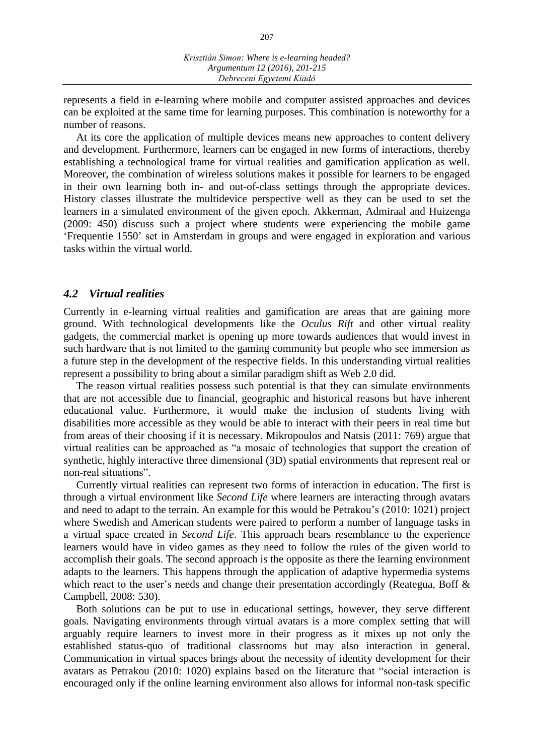represents a field in e-learning where mobile and computer assisted approaches and devices can be exploited at the same time for learning purposes. This combination is noteworthy for a number of reasons.

At its core the application of multiple devices means new approaches to content delivery and development. Furthermore, learners can be engaged in new forms of interactions, thereby establishing a technological frame for virtual realities and gamification application as well. Moreover, the combination of wireless solutions makes it possible for learners to be engaged in their own learning both in- and out-of-class settings through the appropriate devices. History classes illustrate the multidevice perspective well as they can be used to set the learners in a simulated environment of the given epoch. Akkerman, Admiraal and Huizenga (2009: 450) discuss such a project where students were experiencing the mobile game 'Frequentie 1550' set in Amsterdam in groups and were engaged in exploration and various tasks within the virtual world.

### *4.2 Virtual realities*

Currently in e-learning virtual realities and gamification are areas that are gaining more ground. With technological developments like the *Oculus Rift* and other virtual reality gadgets, the commercial market is opening up more towards audiences that would invest in such hardware that is not limited to the gaming community but people who see immersion as a future step in the development of the respective fields. In this understanding virtual realities represent a possibility to bring about a similar paradigm shift as Web 2.0 did.

The reason virtual realities possess such potential is that they can simulate environments that are not accessible due to financial, geographic and historical reasons but have inherent educational value. Furthermore, it would make the inclusion of students living with disabilities more accessible as they would be able to interact with their peers in real time but from areas of their choosing if it is necessary. Mikropoulos and Natsis (2011: 769) argue that virtual realities can be approached as "a mosaic of technologies that support the creation of synthetic, highly interactive three dimensional (3D) spatial environments that represent real or non-real situations".

Currently virtual realities can represent two forms of interaction in education. The first is through a virtual environment like *Second Life* where learners are interacting through avatars and need to adapt to the terrain. An example for this would be Petrakou's (2010: 1021) project where Swedish and American students were paired to perform a number of language tasks in a virtual space created in *Second Life*. This approach bears resemblance to the experience learners would have in video games as they need to follow the rules of the given world to accomplish their goals. The second approach is the opposite as there the learning environment adapts to the learners. This happens through the application of adaptive hypermedia systems which react to the user's needs and change their presentation accordingly (Reategua, Boff & Campbell, 2008: 530).

Both solutions can be put to use in educational settings, however, they serve different goals. Navigating environments through virtual avatars is a more complex setting that will arguably require learners to invest more in their progress as it mixes up not only the established status-quo of traditional classrooms but may also interaction in general. Communication in virtual spaces brings about the necessity of identity development for their avatars as Petrakou (2010: 1020) explains based on the literature that "social interaction is encouraged only if the online learning environment also allows for informal non-task specific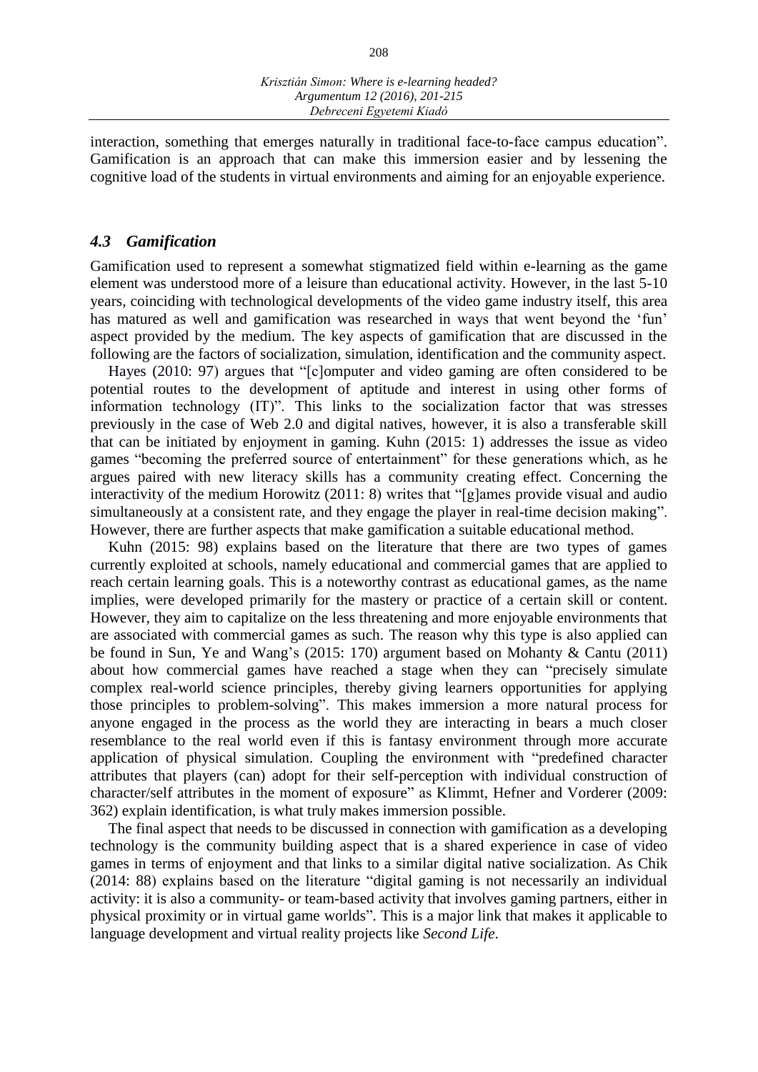interaction, something that emerges naturally in traditional face-to-face campus education". Gamification is an approach that can make this immersion easier and by lessening the cognitive load of the students in virtual environments and aiming for an enjoyable experience.

### *4.3 Gamification*

Gamification used to represent a somewhat stigmatized field within e-learning as the game element was understood more of a leisure than educational activity. However, in the last 5-10 years, coinciding with technological developments of the video game industry itself, this area has matured as well and gamification was researched in ways that went beyond the 'fun' aspect provided by the medium. The key aspects of gamification that are discussed in the following are the factors of socialization, simulation, identification and the community aspect.

Hayes (2010: 97) argues that "[c]omputer and video gaming are often considered to be potential routes to the development of aptitude and interest in using other forms of information technology (IT)". This links to the socialization factor that was stresses previously in the case of Web 2.0 and digital natives, however, it is also a transferable skill that can be initiated by enjoyment in gaming. Kuhn (2015: 1) addresses the issue as video games "becoming the preferred source of entertainment" for these generations which, as he argues paired with new literacy skills has a community creating effect. Concerning the interactivity of the medium Horowitz (2011: 8) writes that "[g]ames provide visual and audio simultaneously at a consistent rate, and they engage the player in real-time decision making". However, there are further aspects that make gamification a suitable educational method.

Kuhn (2015: 98) explains based on the literature that there are two types of games currently exploited at schools, namely educational and commercial games that are applied to reach certain learning goals. This is a noteworthy contrast as educational games, as the name implies, were developed primarily for the mastery or practice of a certain skill or content. However, they aim to capitalize on the less threatening and more enjoyable environments that are associated with commercial games as such. The reason why this type is also applied can be found in Sun, Ye and Wang's (2015: 170) argument based on Mohanty & Cantu (2011) about how commercial games have reached a stage when they can "precisely simulate complex real-world science principles, thereby giving learners opportunities for applying those principles to problem-solving". This makes immersion a more natural process for anyone engaged in the process as the world they are interacting in bears a much closer resemblance to the real world even if this is fantasy environment through more accurate application of physical simulation. Coupling the environment with "predefined character attributes that players (can) adopt for their self-perception with individual construction of character/self attributes in the moment of exposure" as Klimmt, Hefner and Vorderer (2009: 362) explain identification, is what truly makes immersion possible.

The final aspect that needs to be discussed in connection with gamification as a developing technology is the community building aspect that is a shared experience in case of video games in terms of enjoyment and that links to a similar digital native socialization. As Chik (2014: 88) explains based on the literature "digital gaming is not necessarily an individual activity: it is also a community- or team-based activity that involves gaming partners, either in physical proximity or in virtual game worlds". This is a major link that makes it applicable to language development and virtual reality projects like *Second Life*.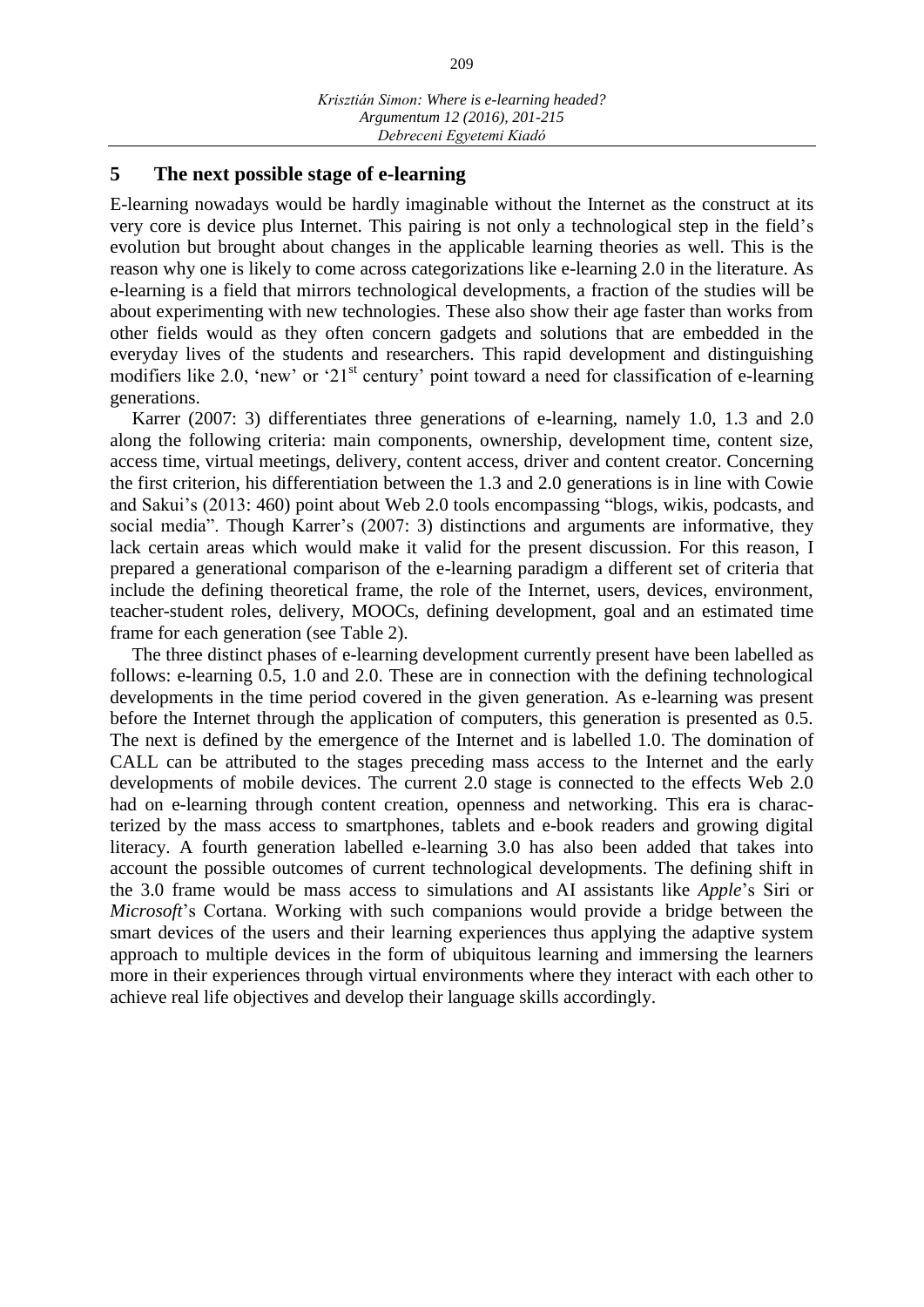## 5 The next possible stage of e-learning

E-learning nowadays would be hardly imaginable without the Internet as the construct at its very core is device plus Internet. This pairing is not only a technological step in the field's evolution but brought about changes in the applicable learning theories as well. This is the reason why one is likely to come across categorizations like e-learning 2.0 in the literature. As e-learning is a field that mirrors technological developments, a fraction of the studies will be about experimenting with new technologies. These also show their age faster than works from other fields would as they often concern gadgets and solutions that are embedded in the everyday lives of the students and researchers. This rapid development and distinguishing modifiers like 2.0, 'new' or '21st century' point toward a need for classification of e-learning generations.

Karrer (2007: 3) differentiates three generations of e-learning, namely 1.0, 1.3 and 2.0 along the following criteria: main components, ownership, development time, content size, access time, virtual meetings, delivery, content access, driver and content creator. Concerning the first criterion, his differentiation between the 1.3 and 2.0 generations is in line with Cowie and Sakui's (2013: 460) point about Web 2.0 tools encompassing "blogs, wikis, podcasts, and social media". Though Karrer's (2007: 3) distinctions and arguments are informative, they lack certain areas which would make it valid for the present discussion. For this reason, I prepared a generational comparison of the e-learning paradigm a different set of criteria that include the defining theoretical frame, the role of the Internet, users, devices, environment, teacher-student roles, delivery, MOOCs, defining development, goal and an estimated time frame for each generation (see Table 2).

The three distinct phases of e-learning development currently present have been labelled as follows: e-learning 0.5, 1.0 and 2.0. These are in connection with the defining technological developments in the time period covered in the given generation. As e-learning was present before the Internet through the application of computers, this generation is presented as 0.5. The next is defined by the emergence of the Internet and is labelled 1.0. The domination of CALL can be attributed to the stages preceding mass access to the Internet and the early developments of mobile devices. The current 2.0 stage is connected to the effects Web 2.0 had on e-learning through content creation, openness and networking. This era is characterized by the mass access to smartphones, tablets and e-book readers and growing digital literacy. A fourth generation labelled e-learning 3.0 has also been added that takes into account the possible outcomes of current technological developments. The defining shift in the 3.0 frame would be mass access to simulations and AI assistants like *Apple*'s Siri or *Microsoft*'s Cortana. Working with such companions would provide a bridge between the smart devices of the users and their learning experiences thus applying the adaptive system approach to multiple devices in the form of ubiquitous learning and immersing the learners more in their experiences through virtual environments where they interact with each other to achieve real life objectives and develop their language skills accordingly.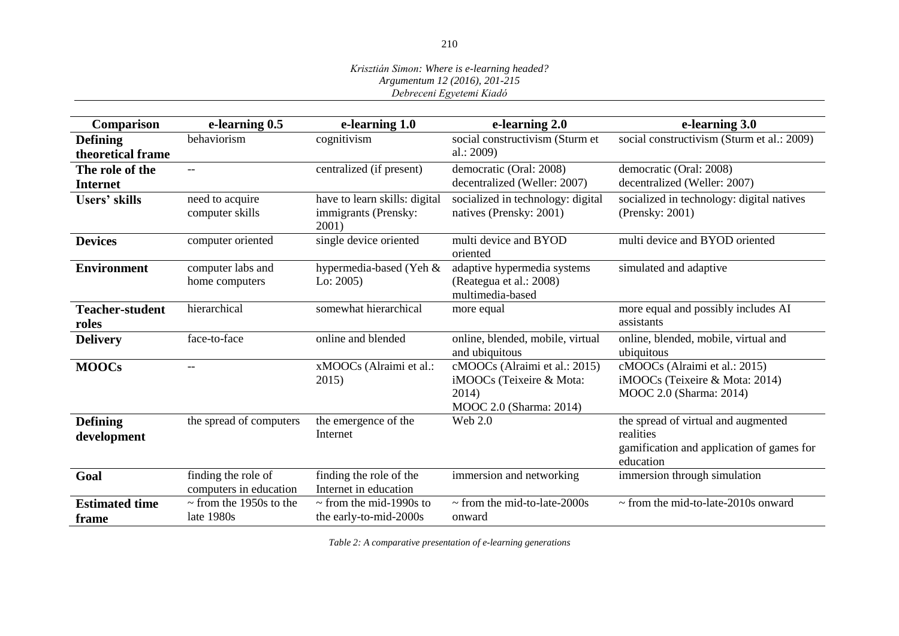| Comparison | e-learning 0.5 | e-learning 1.0 | e-learning 2.0 | e-learning 3.0 |
|---|---|---|---|---|
| **Defining theoretical frame** | behaviorism | cognitivism | social constructivism (Sturm et al.: 2009) | social constructivism (Sturm et al.: 2009) |
| **The role of the Internet** | -- | centralized (if present) | democratic (Oral: 2008) decentralized (Weller: 2007) | democratic (Oral: 2008) decentralized (Weller: 2007) |
| **Users' skills** | need to acquire computer skills | have to learn skills: digital immigrants (Prensky: 2001) | socialized in technology: digital natives (Prensky: 2001) | socialized in technology: digital natives (Prensky: 2001) |
| **Devices** | computer oriented | single device oriented | multi device and BYOD oriented | multi device and BYOD oriented |
| **Environment** | computer labs and home computers | hypermedia-based (Yeh & Lo: 2005) | adaptive hypermedia systems (Reategua et al.: 2008) multimedia-based | simulated and adaptive |
| **Teacher-student roles** | hierarchical | somewhat hierarchical | more equal | more equal and possibly includes AI assistants |
| **Delivery** | face-to-face | online and blended | online, blended, mobile, virtual and ubiquitous | online, blended, mobile, virtual and ubiquitous |
| **MOOCs** | -- | xMOOCs (Alraimi et al.: 2015) | cMOOCs (Alraimi et al.: 2015) iMOOCs (Teixeire & Mota: 2014) MOOC 2.0 (Sharma: 2014) | cMOOCs (Alraimi et al.: 2015) iMOOCs (Teixeire & Mota: 2014) MOOC 2.0 (Sharma: 2014) |
| **Defining development** | the spread of computers | the emergence of the Internet | Web 2.0 | the spread of virtual and augmented realities gamification and application of games for education |
| **Goal** | finding the role of computers in education | finding the role of the Internet in education | immersion and networking | immersion through simulation |
| **Estimated time frame** | ~ from the 1950s to the late 1980s | ~ from the mid-1990s to the early-to-mid-2000s | ~ from the mid-to-late-2000s onward | ~ from the mid-to-late-2010s onward |

*Table 2: A comparative presentation of e-learning generations*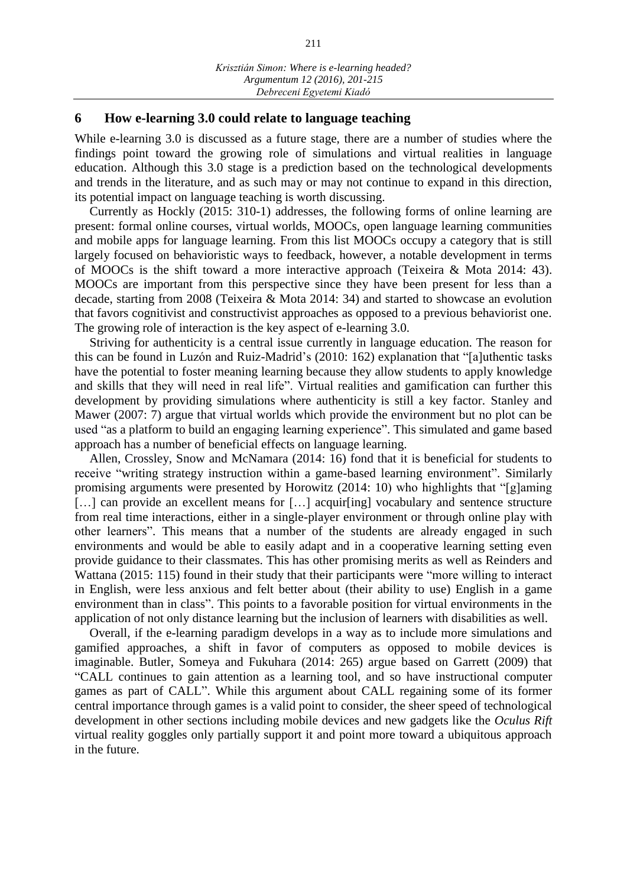## 6 How e-learning 3.0 could relate to language teaching

While e-learning 3.0 is discussed as a future stage, there are a number of studies where the findings point toward the growing role of simulations and virtual realities in language education. Although this 3.0 stage is a prediction based on the technological developments and trends in the literature, and as such may or may not continue to expand in this direction, its potential impact on language teaching is worth discussing.

Currently as Hockly (2015: 310-1) addresses, the following forms of online learning are present: formal online courses, virtual worlds, MOOCs, open language learning communities and mobile apps for language learning. From this list MOOCs occupy a category that is still largely focused on behavioristic ways to feedback, however, a notable development in terms of MOOCs is the shift toward a more interactive approach (Teixeira & Mota 2014: 43). MOOCs are important from this perspective since they have been present for less than a decade, starting from 2008 (Teixeira & Mota 2014: 34) and started to showcase an evolution that favors cognitivist and constructivist approaches as opposed to a previous behaviorist one. The growing role of interaction is the key aspect of e-learning 3.0.

Striving for authenticity is a central issue currently in language education. The reason for this can be found in Luzón and Ruiz-Madrid's (2010: 162) explanation that "[a]uthentic tasks have the potential to foster meaning learning because they allow students to apply knowledge and skills that they will need in real life". Virtual realities and gamification can further this development by providing simulations where authenticity is still a key factor. Stanley and Mawer (2007: 7) argue that virtual worlds which provide the environment but no plot can be used "as a platform to build an engaging learning experience". This simulated and game based approach has a number of beneficial effects on language learning.

Allen, Crossley, Snow and McNamara (2014: 16) fond that it is beneficial for students to receive "writing strategy instruction within a game-based learning environment". Similarly promising arguments were presented by Horowitz (2014: 10) who highlights that "[g]aming […] can provide an excellent means for […] acquir[ing] vocabulary and sentence structure from real time interactions, either in a single-player environment or through online play with other learners". This means that a number of the students are already engaged in such environments and would be able to easily adapt and in a cooperative learning setting even provide guidance to their classmates. This has other promising merits as well as Reinders and Wattana (2015: 115) found in their study that their participants were "more willing to interact in English, were less anxious and felt better about (their ability to use) English in a game environment than in class". This points to a favorable position for virtual environments in the application of not only distance learning but the inclusion of learners with disabilities as well.

Overall, if the e-learning paradigm develops in a way as to include more simulations and gamified approaches, a shift in favor of computers as opposed to mobile devices is imaginable. Butler, Someya and Fukuhara (2014: 265) argue based on Garrett (2009) that "CALL continues to gain attention as a learning tool, and so have instructional computer games as part of CALL". While this argument about CALL regaining some of its former central importance through games is a valid point to consider, the sheer speed of technological development in other sections including mobile devices and new gadgets like the *Oculus Rift* virtual reality goggles only partially support it and point more toward a ubiquitous approach in the future.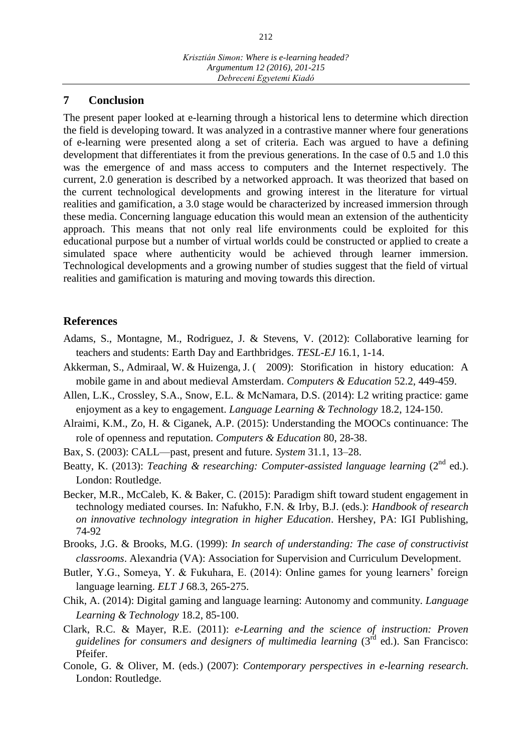## 7 Conclusion

The present paper looked at e-learning through a historical lens to determine which direction the field is developing toward. It was analyzed in a contrastive manner where four generations of e-learning were presented along a set of criteria. Each was argued to have a defining development that differentiates it from the previous generations. In the case of 0.5 and 1.0 this was the emergence of and mass access to computers and the Internet respectively. The current, 2.0 generation is described by a networked approach. It was theorized that based on the current technological developments and growing interest in the literature for virtual realities and gamification, a 3.0 stage would be characterized by increased immersion through these media. Concerning language education this would mean an extension of the authenticity approach. This means that not only real life environments could be exploited for this educational purpose but a number of virtual worlds could be constructed or applied to create a simulated space where authenticity would be achieved through learner immersion. Technological developments and a growing number of studies suggest that the field of virtual realities and gamification is maturing and moving towards this direction.

## References

Adams, S., Montagne, M., Rodriguez, J. & Stevens, V. (2012): Collaborative learning for teachers and students: Earth Day and Earthbridges. *TESL-EJ* 16.1, 1-14.

Akkerman, S., Admiraal, W. & Huizenga, J. ( 2009): Storification in history education: A mobile game in and about medieval Amsterdam. *Computers & Education* 52.2, 449-459.

Allen, L.K., Crossley, S.A., Snow, E.L. & McNamara, D.S. (2014): L2 writing practice: game enjoyment as a key to engagement. *Language Learning & Technology* 18.2, 124-150.

Alraimi, K.M., Zo, H. & Ciganek, A.P. (2015): Understanding the MOOCs continuance: The role of openness and reputation. *Computers & Education* 80, 28-38.

Bax, S. (2003): CALL—past, present and future. *System* 31.1, 13–28.

Beatty, K. (2013): *Teaching & researching: Computer-assisted language learning* (2nd ed.). London: Routledge.

Becker, M.R., McCaleb, K. & Baker, C. (2015): Paradigm shift toward student engagement in technology mediated courses. In: Nafukho, F.N. & Irby, B.J. (eds.): *Handbook of research on innovative technology integration in higher Education*. Hershey, PA: IGI Publishing, 74-92

Brooks, J.G. & Brooks, M.G. (1999): *In search of understanding: The case of constructivist classrooms*. Alexandria (VA): Association for Supervision and Curriculum Development.

Butler, Y.G., Someya, Y. & Fukuhara, E. (2014): Online games for young learners' foreign language learning. *ELT J* 68.3, 265-275.

Chik, A. (2014): Digital gaming and language learning: Autonomy and community. *Language Learning & Technology* 18.2, 85-100.

Clark, R.C. & Mayer, R.E. (2011): *e-Learning and the science of instruction: Proven guidelines for consumers and designers of multimedia learning* (3rd ed.). San Francisco: Pfeifer.

Conole, G. & Oliver, M. (eds.) (2007): *Contemporary perspectives in e-learning research*. London: Routledge.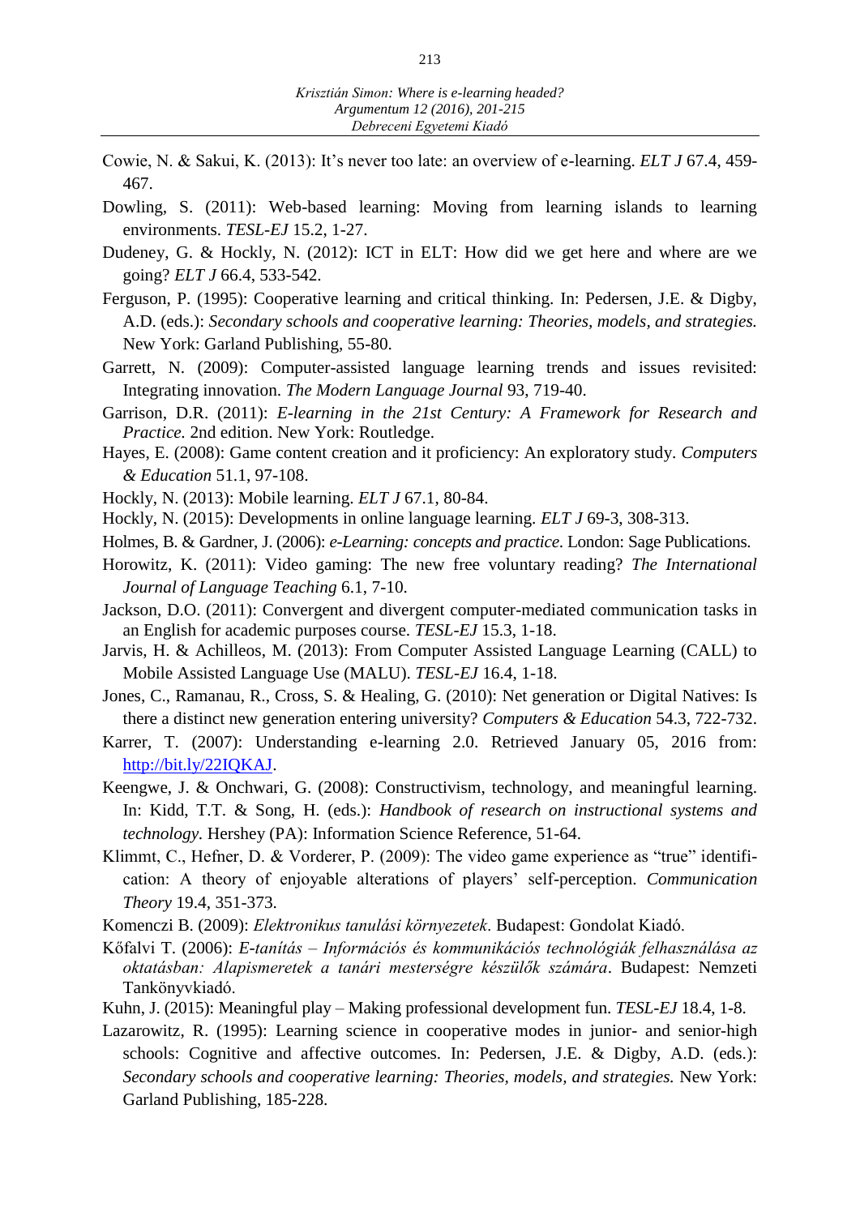Cowie, N. & Sakui, K. (2013): It's never too late: an overview of e-learning. *ELT J* 67.4, 459-467.

Dowling, S. (2011): Web-based learning: Moving from learning islands to learning environments. *TESL-EJ* 15.2, 1-27.

Dudeney, G. & Hockly, N. (2012): ICT in ELT: How did we get here and where are we going? *ELT J* 66.4, 533-542.

Ferguson, P. (1995): Cooperative learning and critical thinking. In: Pedersen, J.E. & Digby, A.D. (eds.): *Secondary schools and cooperative learning: Theories, models, and strategies.* New York: Garland Publishing, 55-80.

Garrett, N. (2009): Computer-assisted language learning trends and issues revisited: Integrating innovation. *The Modern Language Journal* 93, 719-40.

Garrison, D.R. (2011): *E-learning in the 21st Century: A Framework for Research and Practice.* 2nd edition. New York: Routledge.

Hayes, E. (2008): Game content creation and it proficiency: An exploratory study. *Computers & Education* 51.1, 97-108.

Hockly, N. (2013): Mobile learning. *ELT J* 67.1, 80-84.

Hockly, N. (2015): Developments in online language learning. *ELT J* 69-3, 308-313.

Holmes, B. & Gardner, J. (2006): *e-Learning: concepts and practice.* London: Sage Publications.

Horowitz, K. (2011): Video gaming: The new free voluntary reading? *The International Journal of Language Teaching* 6.1, 7-10.

Jackson, D.O. (2011): Convergent and divergent computer-mediated communication tasks in an English for academic purposes course. *TESL-EJ* 15.3, 1-18.

Jarvis, H. & Achilleos, M. (2013): From Computer Assisted Language Learning (CALL) to Mobile Assisted Language Use (MALU). *TESL-EJ* 16.4, 1-18.

Jones, C., Ramanau, R., Cross, S. & Healing, G. (2010): Net generation or Digital Natives: Is there a distinct new generation entering university? *Computers & Education* 54.3, 722-732.

Karrer, T. (2007): Understanding e-learning 2.0. Retrieved January 05, 2016 from: http://bit.ly/22IQKAJ.

Keengwe, J. & Onchwari, G. (2008): Constructivism, technology, and meaningful learning. In: Kidd, T.T. & Song, H. (eds.): *Handbook of research on instructional systems and technology*. Hershey (PA): Information Science Reference, 51-64.

Klimmt, C., Hefner, D. & Vorderer, P. (2009): The video game experience as "true" identification: A theory of enjoyable alterations of players' self-perception. *Communication Theory* 19.4, 351-373.

Komenczi B. (2009): *Elektronikus tanulási környezetek*. Budapest: Gondolat Kiadó.

Kőfalvi T. (2006): *E-tanítás – Információs és kommunikációs technológiák felhasználása az oktatásban: Alapismeretek a tanári mesterségre készülők számára*. Budapest: Nemzeti Tankönyvkiadó.

Kuhn, J. (2015): Meaningful play – Making professional development fun. *TESL-EJ* 18.4, 1-8.

Lazarowitz, R. (1995): Learning science in cooperative modes in junior- and senior-high schools: Cognitive and affective outcomes. In: Pedersen, J.E. & Digby, A.D. (eds.): *Secondary schools and cooperative learning: Theories, models, and strategies.* New York: Garland Publishing, 185-228.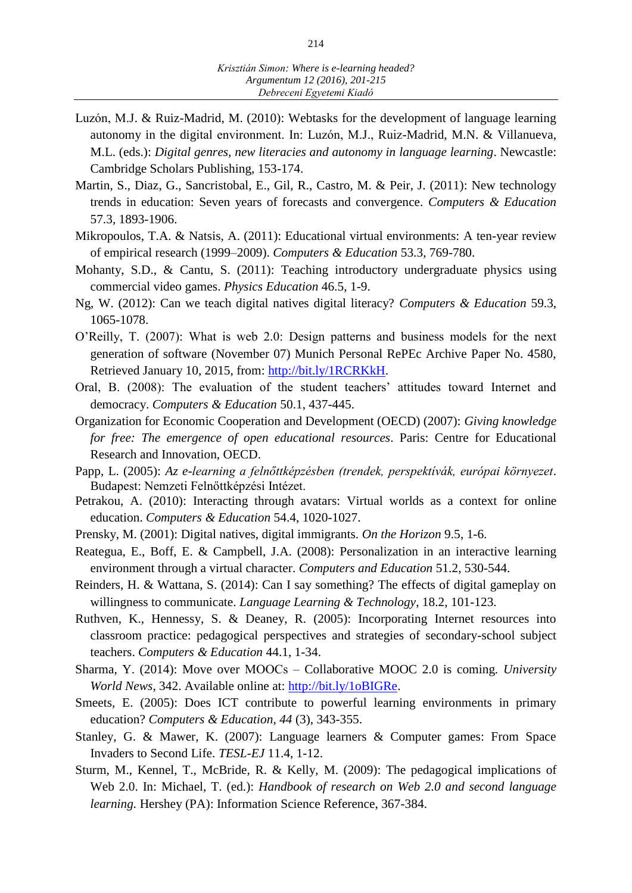Luzón, M.J. & Ruiz-Madrid, M. (2010): Webtasks for the development of language learning autonomy in the digital environment. In: Luzón, M.J., Ruiz-Madrid, M.N. & Villanueva, M.L. (eds.): *Digital genres, new literacies and autonomy in language learning*. Newcastle: Cambridge Scholars Publishing, 153-174.

Martin, S., Diaz, G., Sancristobal, E., Gil, R., Castro, M. & Peir, J. (2011): New technology trends in education: Seven years of forecasts and convergence. *Computers & Education* 57.3, 1893-1906.

Mikropoulos, T.A. & Natsis, A. (2011): Educational virtual environments: A ten-year review of empirical research (1999–2009). *Computers & Education* 53.3, 769-780.

Mohanty, S.D., & Cantu, S. (2011): Teaching introductory undergraduate physics using commercial video games. *Physics Education* 46.5, 1-9.

Ng, W. (2012): Can we teach digital natives digital literacy? *Computers & Education* 59.3, 1065-1078.

O'Reilly, T. (2007): What is web 2.0: Design patterns and business models for the next generation of software (November 07) Munich Personal RePEc Archive Paper No. 4580, Retrieved January 10, 2015, from: http://bit.ly/1RCRKkH.

Oral, B. (2008): The evaluation of the student teachers' attitudes toward Internet and democracy. *Computers & Education* 50.1, 437-445.

Organization for Economic Cooperation and Development (OECD) (2007): *Giving knowledge for free: The emergence of open educational resources*. Paris: Centre for Educational Research and Innovation, OECD.

Papp, L. (2005): *Az e-learning a felnőttképzésben (trendek, perspektívák, európai környezet*. Budapest: Nemzeti Felnőttképzési Intézet.

Petrakou, A. (2010): Interacting through avatars: Virtual worlds as a context for online education. *Computers & Education* 54.4, 1020-1027.

Prensky, M. (2001): Digital natives, digital immigrants. *On the Horizon* 9.5, 1-6.

Reategua, E., Boff, E. & Campbell, J.A. (2008): Personalization in an interactive learning environment through a virtual character. *Computers and Education* 51.2, 530-544.

Reinders, H. & Wattana, S. (2014): Can I say something? The effects of digital gameplay on willingness to communicate. *Language Learning & Technology*, 18.2, 101-123.

Ruthven, K., Hennessy, S. & Deaney, R. (2005): Incorporating Internet resources into classroom practice: pedagogical perspectives and strategies of secondary-school subject teachers. *Computers & Education* 44.1, 1-34.

Sharma, Y. (2014): Move over MOOCs – Collaborative MOOC 2.0 is coming. *University World News*, 342. Available online at: http://bit.ly/1oBIGRe.

Smeets, E. (2005): Does ICT contribute to powerful learning environments in primary education? *Computers & Education*, *44* (3), 343-355.

Stanley, G. & Mawer, K. (2007): Language learners & Computer games: From Space Invaders to Second Life. *TESL-EJ* 11.4, 1-12.

Sturm, M., Kennel, T., McBride, R. & Kelly, M. (2009): The pedagogical implications of Web 2.0. In: Michael, T. (ed.): *Handbook of research on Web 2.0 and second language learning.* Hershey (PA): Information Science Reference, 367-384.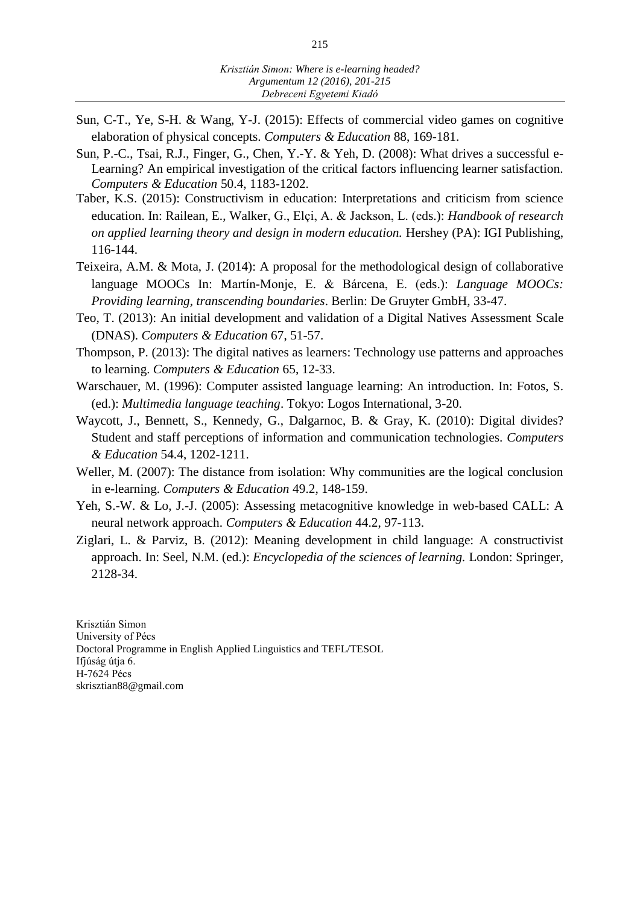Sun, C-T., Ye, S-H. & Wang, Y-J. (2015): Effects of commercial video games on cognitive elaboration of physical concepts. *Computers & Education* 88, 169-181.

Sun, P.-C., Tsai, R.J., Finger, G., Chen, Y.-Y. & Yeh, D. (2008): What drives a successful e-Learning? An empirical investigation of the critical factors influencing learner satisfaction. *Computers & Education* 50.4, 1183-1202.

Taber, K.S. (2015): Constructivism in education: Interpretations and criticism from science education. In: Railean, E., Walker, G., Elçi, A. & Jackson, L. (eds.): *Handbook of research on applied learning theory and design in modern education.* Hershey (PA): IGI Publishing, 116-144.

Teixeira, A.M. & Mota, J. (2014): A proposal for the methodological design of collaborative language MOOCs In: Martín-Monje, E. & Bárcena, E. (eds.): *Language MOOCs: Providing learning, transcending boundaries*. Berlin: De Gruyter GmbH, 33-47.

Teo, T. (2013): An initial development and validation of a Digital Natives Assessment Scale (DNAS). *Computers & Education* 67, 51-57.

Thompson, P. (2013): The digital natives as learners: Technology use patterns and approaches to learning. *Computers & Education* 65, 12-33.

Warschauer, M. (1996): Computer assisted language learning: An introduction. In: Fotos, S. (ed.): *Multimedia language teaching*. Tokyo: Logos International, 3-20.

Waycott, J., Bennett, S., Kennedy, G., Dalgarnoc, B. & Gray, K. (2010): Digital divides? Student and staff perceptions of information and communication technologies. *Computers & Education* 54.4, 1202-1211.

Weller, M. (2007): The distance from isolation: Why communities are the logical conclusion in e-learning. *Computers & Education* 49.2, 148-159.

Yeh, S.-W. & Lo, J.-J. (2005): Assessing metacognitive knowledge in web-based CALL: A neural network approach. *Computers & Education* 44.2, 97-113.

Ziglari, L. & Parviz, B. (2012): Meaning development in child language: A constructivist approach. In: Seel, N.M. (ed.): *Encyclopedia of the sciences of learning.* London: Springer, 2128-34.

Krisztián Simon
University of Pécs
Doctoral Programme in English Applied Linguistics and TEFL/TESOL
Ifjúság útja 6.
H-7624 Pécs
skrisztian88@gmail.com